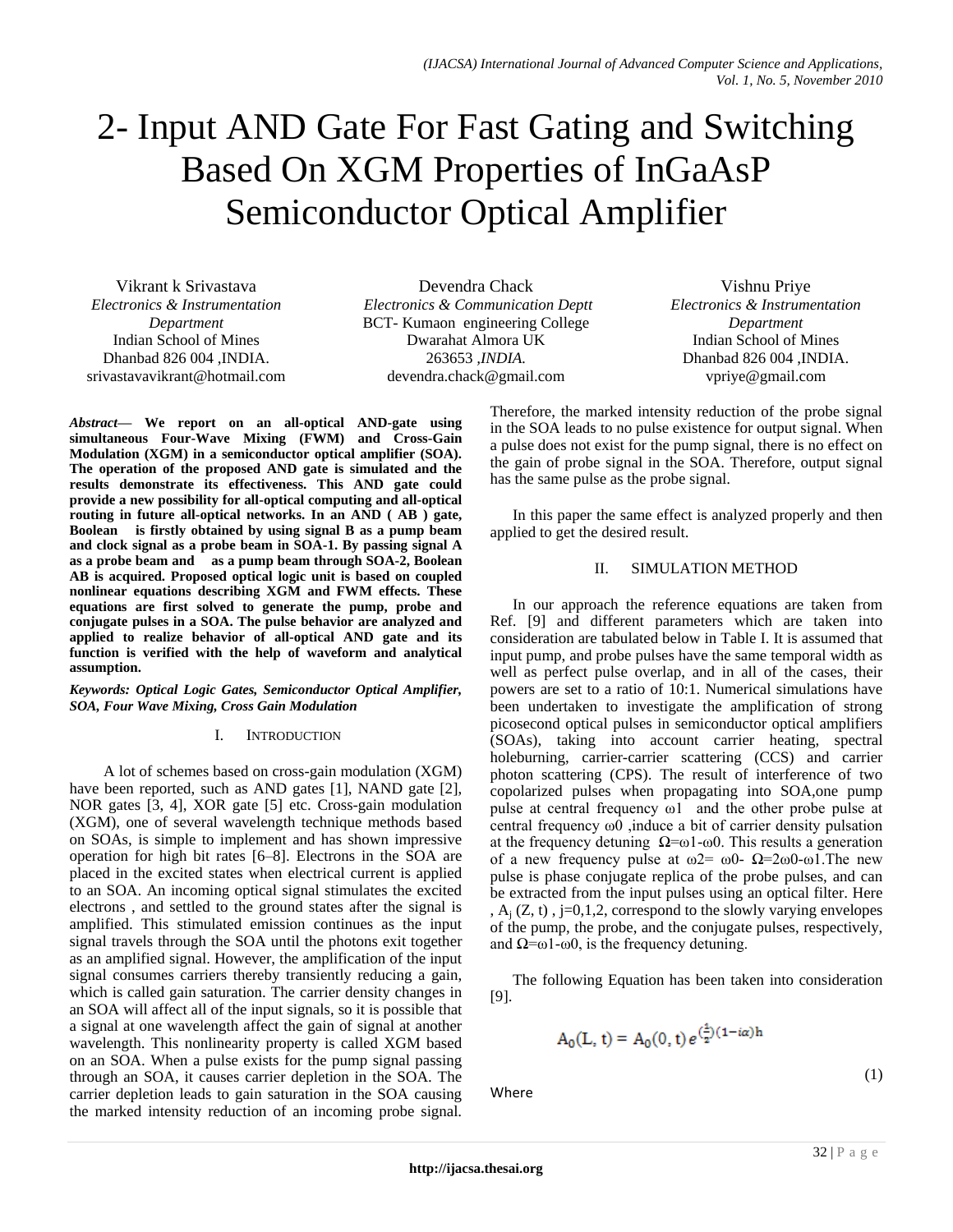# 2- Input AND Gate For Fast Gating and Switching Based On XGM Properties of InGaAsP Semiconductor Optical Amplifier

Vikrant k Srivastava
*Electronics & Instrumentation Department*
Indian School of Mines
Dhanbad 826 004 ,INDIA.
srivastavavikrant@hotmail.com

Devendra Chack
*Electronics & Communication Deptt*
BCT- Kumaon engineering College
Dwarahat Almora UK
263653 *,INDIA.*
devendra.chack@gmail.com

Vishnu Priye
*Electronics & Instrumentation Department*
Indian School of Mines
Dhanbad 826 004 ,INDIA.
vpriye@gmail.com

***Abstract*— We report on an all-optical AND-gate using simultaneous Four-Wave Mixing (FWM) and Cross-Gain Modulation (XGM) in a semiconductor optical amplifier (SOA). The operation of the proposed AND gate is simulated and the results demonstrate its effectiveness. This AND gate could provide a new possibility for all-optical computing and all-optical routing in future all-optical networks. In an AND ( AB ) gate, Boolean is firstly obtained by using signal B as a pump beam and clock signal as a probe beam in SOA-1. By passing signal A as a probe beam and as a pump beam through SOA-2, Boolean AB is acquired. Proposed optical logic unit is based on coupled nonlinear equations describing XGM and FWM effects. These equations are first solved to generate the pump, probe and conjugate pulses in a SOA. The pulse behavior are analyzed and applied to realize behavior of all-optical AND gate and its function is verified with the help of waveform and analytical assumption.**

***Keywords: Optical Logic Gates, Semiconductor Optical Amplifier, SOA, Four Wave Mixing, Cross Gain Modulation***

## I. INTRODUCTION

A lot of schemes based on cross-gain modulation (XGM) have been reported, such as AND gates [1], NAND gate [2], NOR gates [3, 4], XOR gate [5] etc. Cross-gain modulation (XGM), one of several wavelength technique methods based on SOAs, is simple to implement and has shown impressive operation for high bit rates [6–8]. Electrons in the SOA are placed in the excited states when electrical current is applied to an SOA. An incoming optical signal stimulates the excited electrons , and settled to the ground states after the signal is amplified. This stimulated emission continues as the input signal travels through the SOA until the photons exit together as an amplified signal. However, the amplification of the input signal consumes carriers thereby transiently reducing a gain, which is called gain saturation. The carrier density changes in an SOA will affect all of the input signals, so it is possible that a signal at one wavelength affect the gain of signal at another wavelength. This nonlinearity property is called XGM based on an SOA. When a pulse exists for the pump signal passing through an SOA, it causes carrier depletion in the SOA. The carrier depletion leads to gain saturation in the SOA causing the marked intensity reduction of an incoming probe signal. Therefore, the marked intensity reduction of the probe signal in the SOA leads to no pulse existence for output signal. When a pulse does not exist for the pump signal, there is no effect on the gain of probe signal in the SOA. Therefore, output signal has the same pulse as the probe signal.

In this paper the same effect is analyzed properly and then applied to get the desired result.

## II. SIMULATION METHOD

In our approach the reference equations are taken from Ref. [9] and different parameters which are taken into consideration are tabulated below in Table I. It is assumed that input pump, and probe pulses have the same temporal width as well as perfect pulse overlap, and in all of the cases, their powers are set to a ratio of 10:1. Numerical simulations have been undertaken to investigate the amplification of strong picosecond optical pulses in semiconductor optical amplifiers (SOAs), taking into account carrier heating, spectral holeburning, carrier-carrier scattering (CCS) and carrier photon scattering (CPS). The result of interference of two copolarized pulses when propagating into SOA,one pump pulse at central frequency $\omega 1$ and the other probe pulse at central frequency $\omega 0$ ,induce a bit of carrier density pulsation at the frequency detuning $\Omega=\omega 1-\omega 0$. This results a generation of a new frequency pulse at $\omega 2= \omega 0- \Omega=2\omega 0-\omega 1$.The new pulse is phase conjugate replica of the probe pulses, and can be extracted from the input pulses using an optical filter. Here , $A_j (Z, t)$ , j=0,1,2, correspond to the slowly varying envelopes of the pump, the probe, and the conjugate pulses, respectively, and $\Omega=\omega 1-\omega 0$, is the frequency detuning.

The following Equation has been taken into consideration [9].

$$A_0(L, t) = A_0(0, t)\, e^{\left(\frac{1}{2}\right)(1-i\alpha)h} \tag{1}$$

Where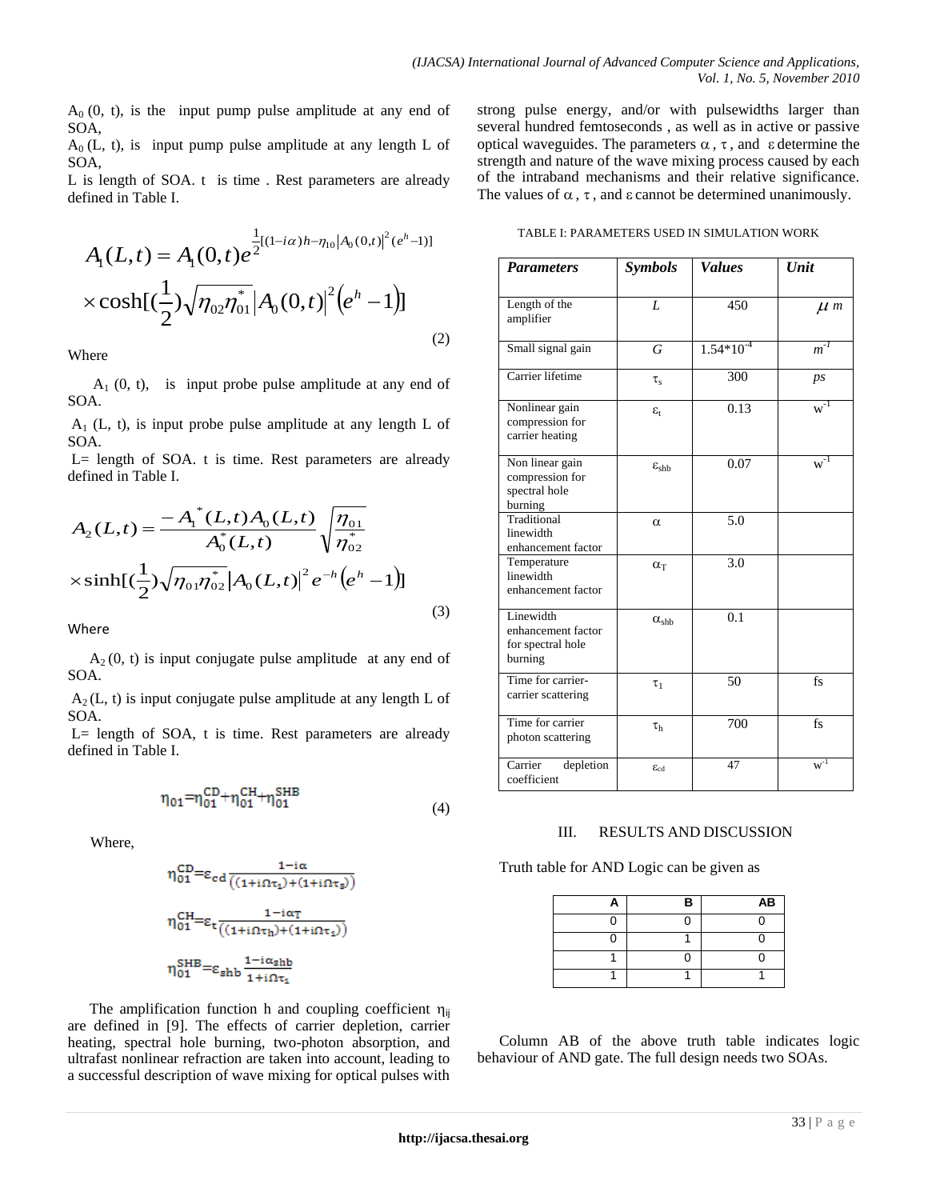$A_0$ (0, t), is the input pump pulse amplitude at any end of SOA,

$A_0$ (L, t), is input pump pulse amplitude at any length L of SOA,

L is length of SOA. t is time . Rest parameters are already defined in Table I.

$$A_1(L,t) = A_1(0,t)e^{\frac{1}{2}[(1-i\alpha)h-\eta_{10}|A_0(0,t)|^2(e^h-1)]}$$
$$\times \cosh[(\frac{1}{2})\sqrt{\eta_{02}\eta_{01}^*}|A_0(0,t)|^2(e^h-1)] \tag{2}$$

Where

$A_1$ (0, t), is input probe pulse amplitude at any end of SOA.

$A_1$ (L, t), is input probe pulse amplitude at any length L of SOA.

L= length of SOA. t is time. Rest parameters are already defined in Table I.

$$A_2(L,t) = \frac{-A_1^*(L,t)A_0(L,t)}{A_0^*(L,t)}\sqrt{\frac{\eta_{01}}{\eta_{02}^*}}$$
$$\times \sinh[(\frac{1}{2})\sqrt{\eta_{01}\eta_{02}^*}|A_0(L,t)|^2 e^{-h}(e^h-1)] \tag{3}$$

Where

$A_2$ (0, t) is input conjugate pulse amplitude at any end of SOA.

$A_2$ (L, t) is input conjugate pulse amplitude at any length L of SOA.

L= length of SOA, t is time. Rest parameters are already defined in Table I.

$$\eta_{01} = \eta_{01}^{CD} + \eta_{01}^{CH} + \eta_{01}^{SHB} \tag{4}$$

Where,

$$\eta_{01}^{CD} = \varepsilon_{cd}\frac{1-i\alpha}{((1+i\Omega\tau_1)+(1+i\Omega\tau_s))}$$

$$\eta_{01}^{CH} = \varepsilon_t\frac{1-i\alpha_T}{((1+i\Omega\tau_h)+(1+i\Omega\tau_1))}$$

$$\eta_{01}^{SHB} = \varepsilon_{shb}\frac{1-i\alpha_{shb}}{1+i\Omega\tau_1}$$

The amplification function h and coupling coefficient $\eta_{ij}$ are defined in [9]. The effects of carrier depletion, carrier heating, spectral hole burning, two-photon absorption, and ultrafast nonlinear refraction are taken into account, leading to a successful description of wave mixing for optical pulses with strong pulse energy, and/or with pulsewidths larger than several hundred femtoseconds , as well as in active or passive optical waveguides. The parameters $\alpha$, $\tau$, and $\varepsilon$ determine the strength and nature of the wave mixing process caused by each of the intraband mechanisms and their relative significance. The values of $\alpha$, $\tau$, and $\varepsilon$ cannot be determined unanimously.

TABLE I: PARAMETERS USED IN SIMULATION WORK

| ***Parameters*** | ***Symbols*** | ***Values*** | ***Unit*** |
|---|---|---|---|
| Length of the amplifier | $L$ | 450 | $\mu m$ |
| Small signal gain | $G$ | $1.54*10^{-4}$ | $m^{-1}$ |
| Carrier lifetime | $\tau_s$ | 300 | *ps* |
| Nonlinear gain compression for carrier heating | $\varepsilon_t$ | 0.13 | $w^{-1}$ |
| Non linear gain compression for spectral hole burning | $\varepsilon_{shb}$ | 0.07 | $w^{-1}$ |
| Traditional linewidth enhancement factor | $\alpha$ | 5.0 | |
| Temperature linewidth enhancement factor | $\alpha_T$ | 3.0 | |
| Linewidth enhancement factor for spectral hole burning | $\alpha_{shb}$ | 0.1 | |
| Time for carrier-carrier scattering | $\tau_1$ | 50 | fs |
| Time for carrier photon scattering | $\tau_h$ | 700 | fs |
| Carrier depletion coefficient | $\varepsilon_{cd}$ | 47 | $w^{-1}$ |

## III. RESULTS AND DISCUSSION

Truth table for AND Logic can be given as

| A | B | AB |
|---|---|---|
| 0 | 0 | 0 |
| 0 | 1 | 0 |
| 1 | 0 | 0 |
| 1 | 1 | 1 |

Column AB of the above truth table indicates logic behaviour of AND gate. The full design needs two SOAs.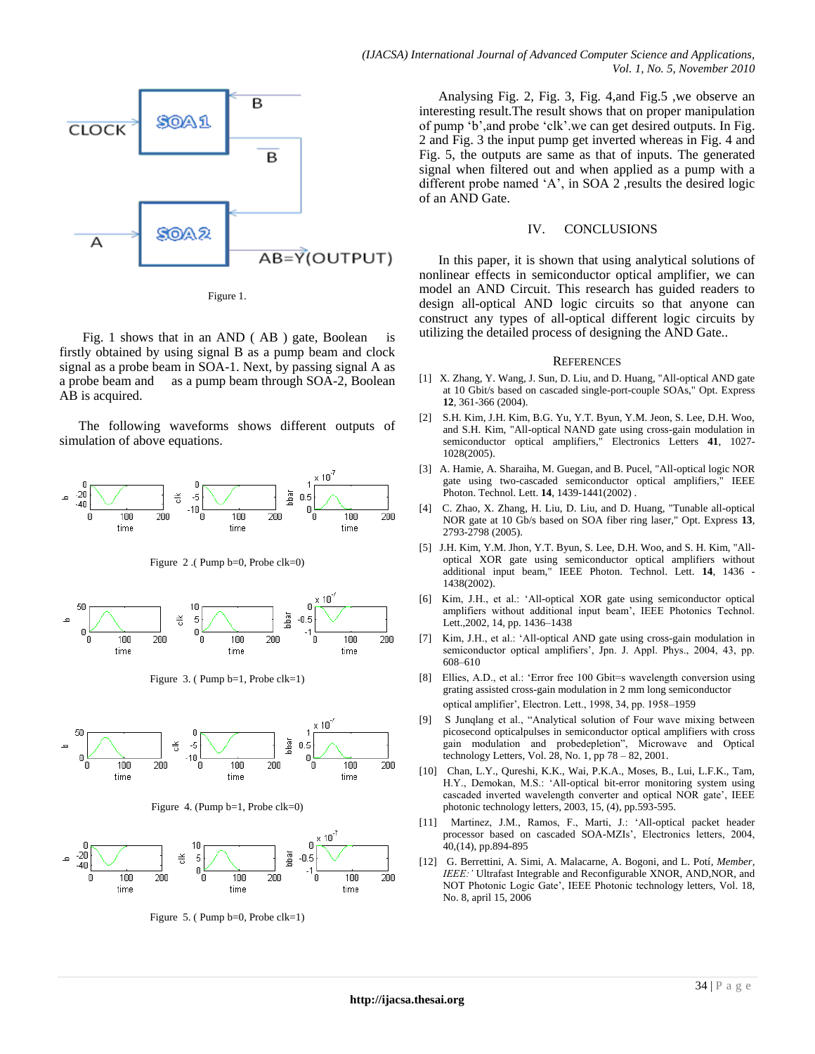CLOCK

SOA 1

B

B

SOA 2

A

AB=Y(OUTPUT)

Figure 1.

Fig. 1 shows that in an AND ( AB ) gate, Boolean is firstly obtained by using signal B as a pump beam and clock signal as a probe beam in SOA-1. Next, by passing signal A as a probe beam and as a pump beam through SOA-2, Boolean AB is acquired.

The following waveforms shows different outputs of simulation of above equations.

Figure 2 .( Pump b=0, Probe clk=0)

Figure 3. ( Pump b=1, Probe clk=1)

Figure 4. (Pump b=1, Probe clk=0)

Figure 5. ( Pump b=0, Probe clk=1)

Analysing Fig. 2, Fig. 3, Fig. 4,and Fig.5 ,we observe an interesting result.The result shows that on proper manipulation of pump 'b',and probe 'clk'.we can get desired outputs. In Fig. 2 and Fig. 3 the input pump get inverted whereas in Fig. 4 and Fig. 5, the outputs are same as that of inputs. The generated signal when filtered out and when applied as a pump with a different probe named 'A', in SOA 2 ,results the desired logic of an AND Gate.

## IV. CONCLUSIONS

In this paper, it is shown that using analytical solutions of nonlinear effects in semiconductor optical amplifier, we can model an AND Circuit. This research has guided readers to design all-optical AND logic circuits so that anyone can construct any types of all-optical different logic circuits by utilizing the detailed process of designing the AND Gate..

## REFERENCES

[1] X. Zhang, Y. Wang, J. Sun, D. Liu, and D. Huang, "All-optical AND gate at 10 Gbit/s based on cascaded single-port-couple SOAs," Opt. Express **12**, 361-366 (2004).

[2] S.H. Kim, J.H. Kim, B.G. Yu, Y.T. Byun, Y.M. Jeon, S. Lee, D.H. Woo, and S.H. Kim, "All-optical NAND gate using cross-gain modulation in semiconductor optical amplifiers," Electronics Letters **41**, 1027-1028(2005).

[3] A. Hamie, A. Sharaiha, M. Guegan, and B. Pucel, "All-optical logic NOR gate using two-cascaded semiconductor optical amplifiers," IEEE Photon. Technol. Lett. **14**, 1439-1441(2002) .

[4] C. Zhao, X. Zhang, H. Liu, D. Liu, and D. Huang, "Tunable all-optical NOR gate at 10 Gb/s based on SOA fiber ring laser," Opt. Express **13**, 2793-2798 (2005).

[5] J.H. Kim, Y.M. Jhon, Y.T. Byun, S. Lee, D.H. Woo, and S. H. Kim, "All-optical XOR gate using semiconductor optical amplifiers without additional input beam," IEEE Photon. Technol. Lett. **14**, 1436 -1438(2002).

[6] Kim, J.H., et al.: 'All-optical XOR gate using semiconductor optical amplifiers without additional input beam', IEEE Photonics Technol. Lett.,2002, 14, pp. 1436–1438

[7] Kim, J.H., et al.: 'All-optical AND gate using cross-gain modulation in semiconductor optical amplifiers', Jpn. J. Appl. Phys., 2004, 43, pp. 608–610

[8] Ellies, A.D., et al.: 'Error free 100 Gbit=s wavelength conversion using grating assisted cross-gain modulation in 2 mm long semiconductor optical amplifier', Electron. Lett., 1998, 34, pp. 1958–1959

[9] S Junqlang et al., "Analytical solution of Four wave mixing between picosecond opticalpulses in semiconductor optical amplifiers with cross gain modulation and probedepletion", Microwave and Optical technology Letters, Vol. 28, No. 1, pp 78 – 82, 2001.

[10] Chan, L.Y., Qureshi, K.K., Wai, P.K.A., Moses, B., Lui, L.F.K., Tam, H.Y., Demokan, M.S.: 'All-optical bit-error monitoring system using cascaded inverted wavelength converter and optical NOR gate', IEEE photonic technology letters, 2003, 15, (4), pp.593-595.

[11] Martinez, J.M., Ramos, F., Marti, J.: 'All-optical packet header processor based on cascaded SOA-MZIs', Electronics letters, 2004, 40,(14), pp.894-895

[12] G. Berrettini, A. Simi, A. Malacarne, A. Bogoni, and L. Potí, *Member, IEEE:'* Ultrafast Integrable and Reconfigurable XNOR, AND,NOR, and NOT Photonic Logic Gate', IEEE Photonic technology letters, Vol. 18, No. 8, april 15, 2006